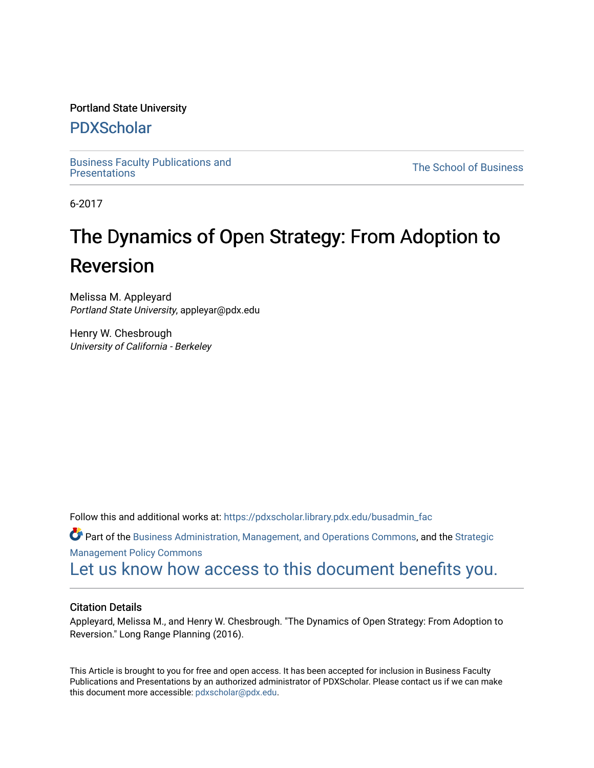Portland State University

# PDXScholar

Business Faculty Publications and Presentations

The School of Business

6-2017

# The Dynamics of Open Strategy: From Adoption to Reversion

Melissa M. Appleyard
*Portland State University*, appleyar@pdx.edu

Henry W. Chesbrough
*University of California - Berkeley*

Follow this and additional works at: https://pdxscholar.library.pdx.edu/busadmin_fac

Part of the Business Administration, Management, and Operations Commons, and the Strategic Management Policy Commons

Let us know how access to this document benefits you.

### Citation Details

Appleyard, Melissa M., and Henry W. Chesbrough. "The Dynamics of Open Strategy: From Adoption to Reversion." Long Range Planning (2016).

This Article is brought to you for free and open access. It has been accepted for inclusion in Business Faculty Publications and Presentations by an authorized administrator of PDXScholar. Please contact us if we can make this document more accessible: pdxscholar@pdx.edu.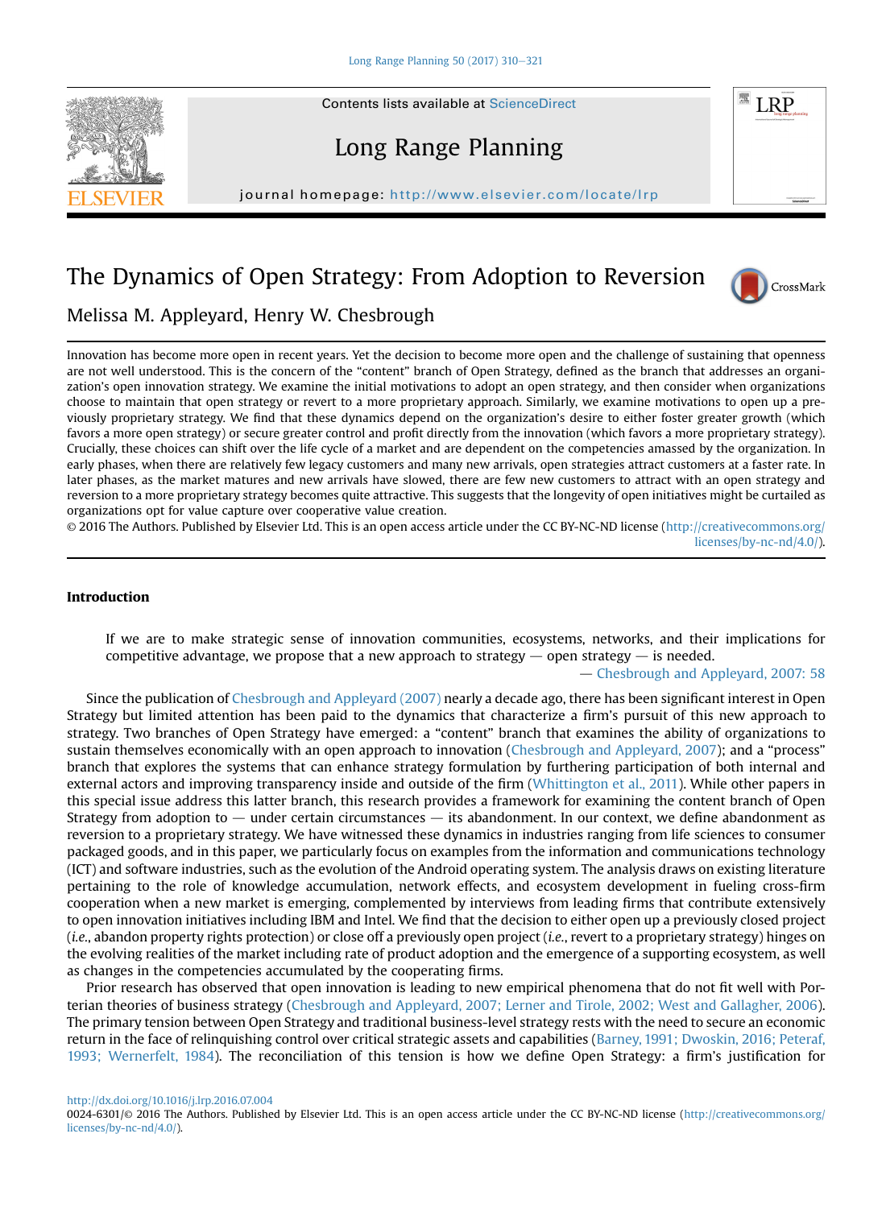# The Dynamics of Open Strategy: From Adoption to Reversion

Melissa M. Appleyard, Henry W. Chesbrough

Innovation has become more open in recent years. Yet the decision to become more open and the challenge of sustaining that openness are not well understood. This is the concern of the "content" branch of Open Strategy, defined as the branch that addresses an organization's open innovation strategy. We examine the initial motivations to adopt an open strategy, and then consider when organizations choose to maintain that open strategy or revert to a more proprietary approach. Similarly, we examine motivations to open up a previously proprietary strategy. We find that these dynamics depend on the organization's desire to either foster greater growth (which favors a more open strategy) or secure greater control and profit directly from the innovation (which favors a more proprietary strategy). Crucially, these choices can shift over the life cycle of a market and are dependent on the competencies amassed by the organization. In early phases, when there are relatively few legacy customers and many new arrivals, open strategies attract customers at a faster rate. In later phases, as the market matures and new arrivals have slowed, there are few new customers to attract with an open strategy and reversion to a more proprietary strategy becomes quite attractive. This suggests that the longevity of open initiatives might be curtailed as organizations opt for value capture over cooperative value creation.

© 2016 The Authors. Published by Elsevier Ltd. This is an open access article under the CC BY-NC-ND license (http://creativecommons.org/licenses/by-nc-nd/4.0/).

## Introduction

> If we are to make strategic sense of innovation communities, ecosystems, networks, and their implications for competitive advantage, we propose that a new approach to strategy — open strategy — is needed.
>
> — Chesbrough and Appleyard, 2007: 58

Since the publication of Chesbrough and Appleyard (2007) nearly a decade ago, there has been significant interest in Open Strategy but limited attention has been paid to the dynamics that characterize a firm's pursuit of this new approach to strategy. Two branches of Open Strategy have emerged: a "content" branch that examines the ability of organizations to sustain themselves economically with an open approach to innovation (Chesbrough and Appleyard, 2007); and a "process" branch that explores the systems that can enhance strategy formulation by furthering participation of both internal and external actors and improving transparency inside and outside of the firm (Whittington et al., 2011). While other papers in this special issue address this latter branch, this research provides a framework for examining the content branch of Open Strategy from adoption to — under certain circumstances — its abandonment. In our context, we define abandonment as reversion to a proprietary strategy. We have witnessed these dynamics in industries ranging from life sciences to consumer packaged goods, and in this paper, we particularly focus on examples from the information and communications technology (ICT) and software industries, such as the evolution of the Android operating system. The analysis draws on existing literature pertaining to the role of knowledge accumulation, network effects, and ecosystem development in fueling cross-firm cooperation when a new market is emerging, complemented by interviews from leading firms that contribute extensively to open innovation initiatives including IBM and Intel. We find that the decision to either open up a previously closed project (*i.e.*, abandon property rights protection) or close off a previously open project (*i.e.*, revert to a proprietary strategy) hinges on the evolving realities of the market including rate of product adoption and the emergence of a supporting ecosystem, as well as changes in the competencies accumulated by the cooperating firms.

Prior research has observed that open innovation is leading to new empirical phenomena that do not fit well with Porterian theories of business strategy (Chesbrough and Appleyard, 2007; Lerner and Tirole, 2002; West and Gallagher, 2006). The primary tension between Open Strategy and traditional business-level strategy rests with the need to secure an economic return in the face of relinquishing control over critical strategic assets and capabilities (Barney, 1991; Dwoskin, 2016; Peteraf, 1993; Wernerfelt, 1984). The reconciliation of this tension is how we define Open Strategy: a firm's justification for

http://dx.doi.org/10.1016/j.lrp.2016.07.004

0024-6301/© 2016 The Authors. Published by Elsevier Ltd. This is an open access article under the CC BY-NC-ND license (http://creativecommons.org/licenses/by-nc-nd/4.0/).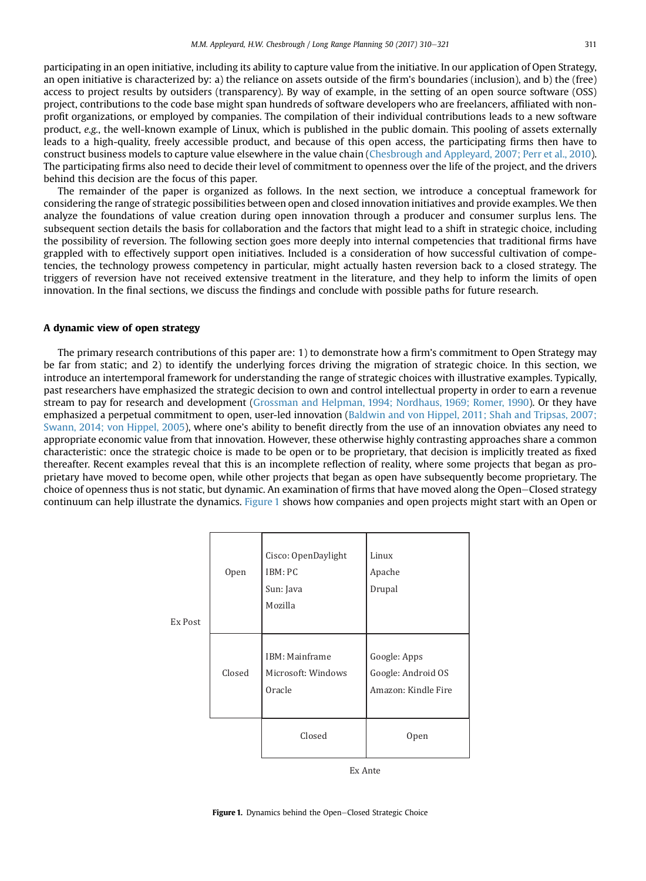participating in an open initiative, including its ability to capture value from the initiative. In our application of Open Strategy, an open initiative is characterized by: a) the reliance on assets outside of the firm's boundaries (inclusion), and b) the (free) access to project results by outsiders (transparency). By way of example, in the setting of an open source software (OSS) project, contributions to the code base might span hundreds of software developers who are freelancers, affiliated with non-profit organizations, or employed by companies. The compilation of their individual contributions leads to a new software product, *e.g.*, the well-known example of Linux, which is published in the public domain. This pooling of assets externally leads to a high-quality, freely accessible product, and because of this open access, the participating firms then have to construct business models to capture value elsewhere in the value chain (Chesbrough and Appleyard, 2007; Perr et al., 2010). The participating firms also need to decide their level of commitment to openness over the life of the project, and the drivers behind this decision are the focus of this paper.

The remainder of the paper is organized as follows. In the next section, we introduce a conceptual framework for considering the range of strategic possibilities between open and closed innovation initiatives and provide examples. We then analyze the foundations of value creation during open innovation through a producer and consumer surplus lens. The subsequent section details the basis for collaboration and the factors that might lead to a shift in strategic choice, including the possibility of reversion. The following section goes more deeply into internal competencies that traditional firms have grappled with to effectively support open initiatives. Included is a consideration of how successful cultivation of competencies, the technology prowess competency in particular, might actually hasten reversion back to a closed strategy. The triggers of reversion have not received extensive treatment in the literature, and they help to inform the limits of open innovation. In the final sections, we discuss the findings and conclude with possible paths for future research.

## A dynamic view of open strategy

The primary research contributions of this paper are: 1) to demonstrate how a firm's commitment to Open Strategy may be far from static; and 2) to identify the underlying forces driving the migration of strategic choice. In this section, we introduce an intertemporal framework for understanding the range of strategic choices with illustrative examples. Typically, past researchers have emphasized the strategic decision to own and control intellectual property in order to earn a revenue stream to pay for research and development (Grossman and Helpman, 1994; Nordhaus, 1969; Romer, 1990). Or they have emphasized a perpetual commitment to open, user-led innovation (Baldwin and von Hippel, 2011; Shah and Tripsas, 2007; Swann, 2014; von Hippel, 2005), where one's ability to benefit directly from the use of an innovation obviates any need to appropriate economic value from that innovation. However, these otherwise highly contrasting approaches share a common characteristic: once the strategic choice is made to be open or to be proprietary, that decision is implicitly treated as fixed thereafter. Recent examples reveal that this is an incomplete reflection of reality, where some projects that began as proprietary have moved to become open, while other projects that began as open have subsequently become proprietary. The choice of openness thus is not static, but dynamic. An examination of firms that have moved along the Open–Closed strategy continuum can help illustrate the dynamics. Figure 1 shows how companies and open projects might start with an Open or

| Ex Post | | Ex Ante: Closed | Ex Ante: Open |
|---|---|---|---|
| | Open | Cisco: OpenDaylight<br>IBM: PC<br>Sun: Java<br>Mozilla | Linux<br>Apache<br>Drupal |
| | Closed | IBM: Mainframe<br>Microsoft: Windows<br>Oracle | Google: Apps<br>Google: Android OS<br>Amazon: Kindle Fire |

**Figure 1.** Dynamics behind the Open–Closed Strategic Choice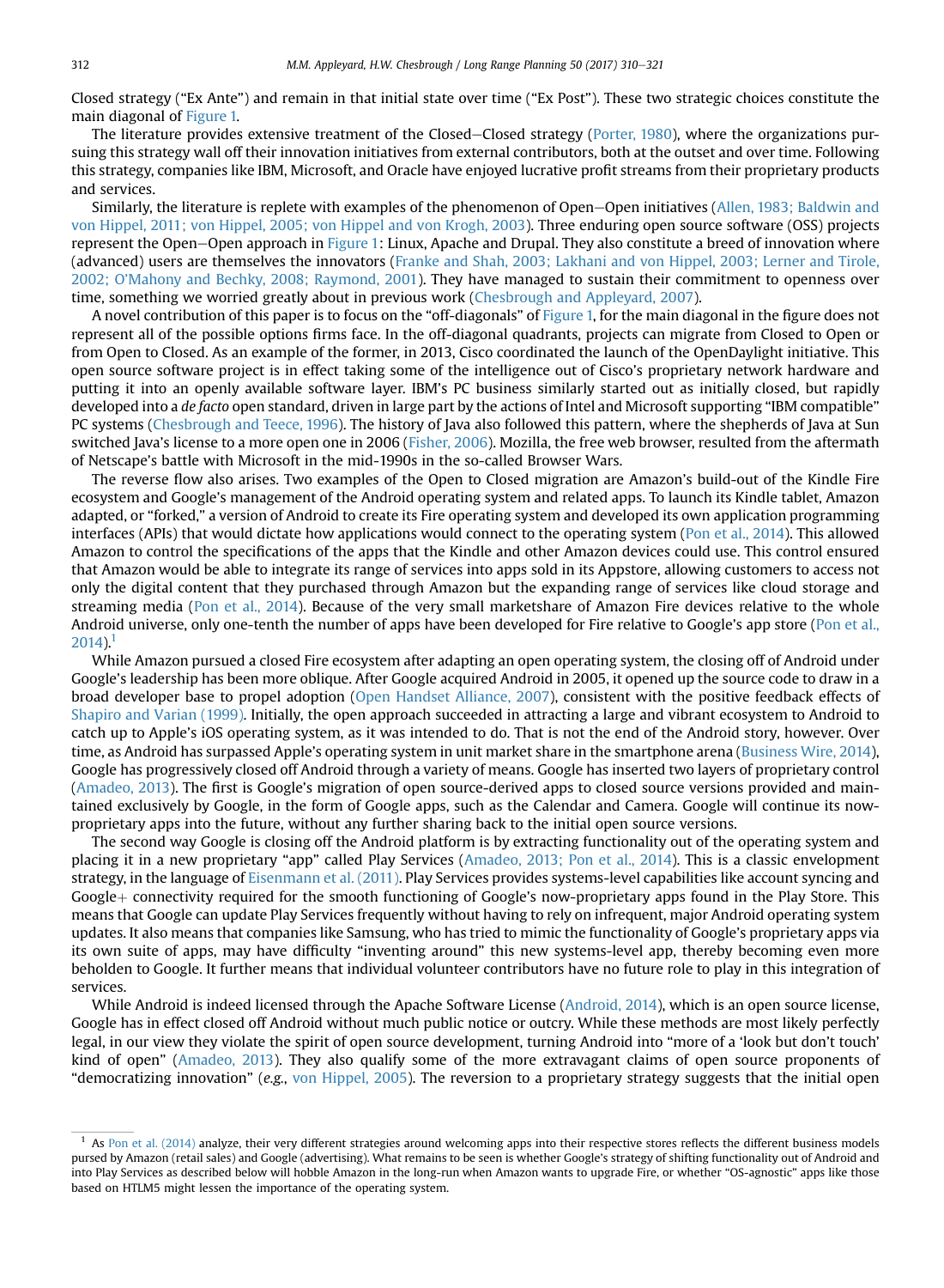Closed strategy (“Ex Ante”) and remain in that initial state over time (“Ex Post”). These two strategic choices constitute the main diagonal of Figure 1.

The literature provides extensive treatment of the Closed–Closed strategy (Porter, 1980), where the organizations pursuing this strategy wall off their innovation initiatives from external contributors, both at the outset and over time. Following this strategy, companies like IBM, Microsoft, and Oracle have enjoyed lucrative profit streams from their proprietary products and services.

Similarly, the literature is replete with examples of the phenomenon of Open–Open initiatives (Allen, 1983; Baldwin and von Hippel, 2011; von Hippel, 2005; von Hippel and von Krogh, 2003). Three enduring open source software (OSS) projects represent the Open–Open approach in Figure 1: Linux, Apache and Drupal. They also constitute a breed of innovation where (advanced) users are themselves the innovators (Franke and Shah, 2003; Lakhani and von Hippel, 2003; Lerner and Tirole, 2002; O'Mahony and Bechky, 2008; Raymond, 2001). They have managed to sustain their commitment to openness over time, something we worried greatly about in previous work (Chesbrough and Appleyard, 2007).

A novel contribution of this paper is to focus on the “off-diagonals” of Figure 1, for the main diagonal in the figure does not represent all of the possible options firms face. In the off-diagonal quadrants, projects can migrate from Closed to Open or from Open to Closed. As an example of the former, in 2013, Cisco coordinated the launch of the OpenDaylight initiative. This open source software project is in effect taking some of the intelligence out of Cisco's proprietary network hardware and putting it into an openly available software layer. IBM's PC business similarly started out as initially closed, but rapidly developed into a *de facto* open standard, driven in large part by the actions of Intel and Microsoft supporting “IBM compatible” PC systems (Chesbrough and Teece, 1996). The history of Java also followed this pattern, where the shepherds of Java at Sun switched Java's license to a more open one in 2006 (Fisher, 2006). Mozilla, the free web browser, resulted from the aftermath of Netscape's battle with Microsoft in the mid-1990s in the so-called Browser Wars.

The reverse flow also arises. Two examples of the Open to Closed migration are Amazon's build-out of the Kindle Fire ecosystem and Google's management of the Android operating system and related apps. To launch its Kindle tablet, Amazon adapted, or “forked,” a version of Android to create its Fire operating system and developed its own application programming interfaces (APIs) that would dictate how applications would connect to the operating system (Pon et al., 2014). This allowed Amazon to control the specifications of the apps that the Kindle and other Amazon devices could use. This control ensured that Amazon would be able to integrate its range of services into apps sold in its Appstore, allowing customers to access not only the digital content that they purchased through Amazon but the expanding range of services like cloud storage and streaming media (Pon et al., 2014). Because of the very small marketshare of Amazon Fire devices relative to the whole Android universe, only one-tenth the number of apps have been developed for Fire relative to Google's app store (Pon et al., 2014).[1]

While Amazon pursued a closed Fire ecosystem after adapting an open operating system, the closing off of Android under Google's leadership has been more oblique. After Google acquired Android in 2005, it opened up the source code to draw in a broad developer base to propel adoption (Open Handset Alliance, 2007), consistent with the positive feedback effects of Shapiro and Varian (1999). Initially, the open approach succeeded in attracting a large and vibrant ecosystem to Android to catch up to Apple's iOS operating system, as it was intended to do. That is not the end of the Android story, however. Over time, as Android has surpassed Apple's operating system in unit market share in the smartphone arena (Business Wire, 2014), Google has progressively closed off Android through a variety of means. Google has inserted two layers of proprietary control (Amadeo, 2013). The first is Google's migration of open source-derived apps to closed source versions provided and maintained exclusively by Google, in the form of Google apps, such as the Calendar and Camera. Google will continue its now-proprietary apps into the future, without any further sharing back to the initial open source versions.

The second way Google is closing off the Android platform is by extracting functionality out of the operating system and placing it in a new proprietary “app” called Play Services (Amadeo, 2013; Pon et al., 2014). This is a classic envelopment strategy, in the language of Eisenmann et al. (2011). Play Services provides systems-level capabilities like account syncing and Google+ connectivity required for the smooth functioning of Google's now-proprietary apps found in the Play Store. This means that Google can update Play Services frequently without having to rely on infrequent, major Android operating system updates. It also means that companies like Samsung, who has tried to mimic the functionality of Google's proprietary apps via its own suite of apps, may have difficulty “inventing around” this new systems-level app, thereby becoming even more beholden to Google. It further means that individual volunteer contributors have no future role to play in this integration of services.

While Android is indeed licensed through the Apache Software License (Android, 2014), which is an open source license, Google has in effect closed off Android without much public notice or outcry. While these methods are most likely perfectly legal, in our view they violate the spirit of open source development, turning Android into “more of a ‘look but don't touch’ kind of open” (Amadeo, 2013). They also qualify some of the more extravagant claims of open source proponents of “democratizing innovation” (*e.g.*, von Hippel, 2005). The reversion to a proprietary strategy suggests that the initial open

[1] As Pon et al. (2014) analyze, their very different strategies around welcoming apps into their respective stores reflects the different business models pursed by Amazon (retail sales) and Google (advertising). What remains to be seen is whether Google's strategy of shifting functionality out of Android and into Play Services as described below will hobble Amazon in the long-run when Amazon wants to upgrade Fire, or whether “OS-agnostic” apps like those based on HTLM5 might lessen the importance of the operating system.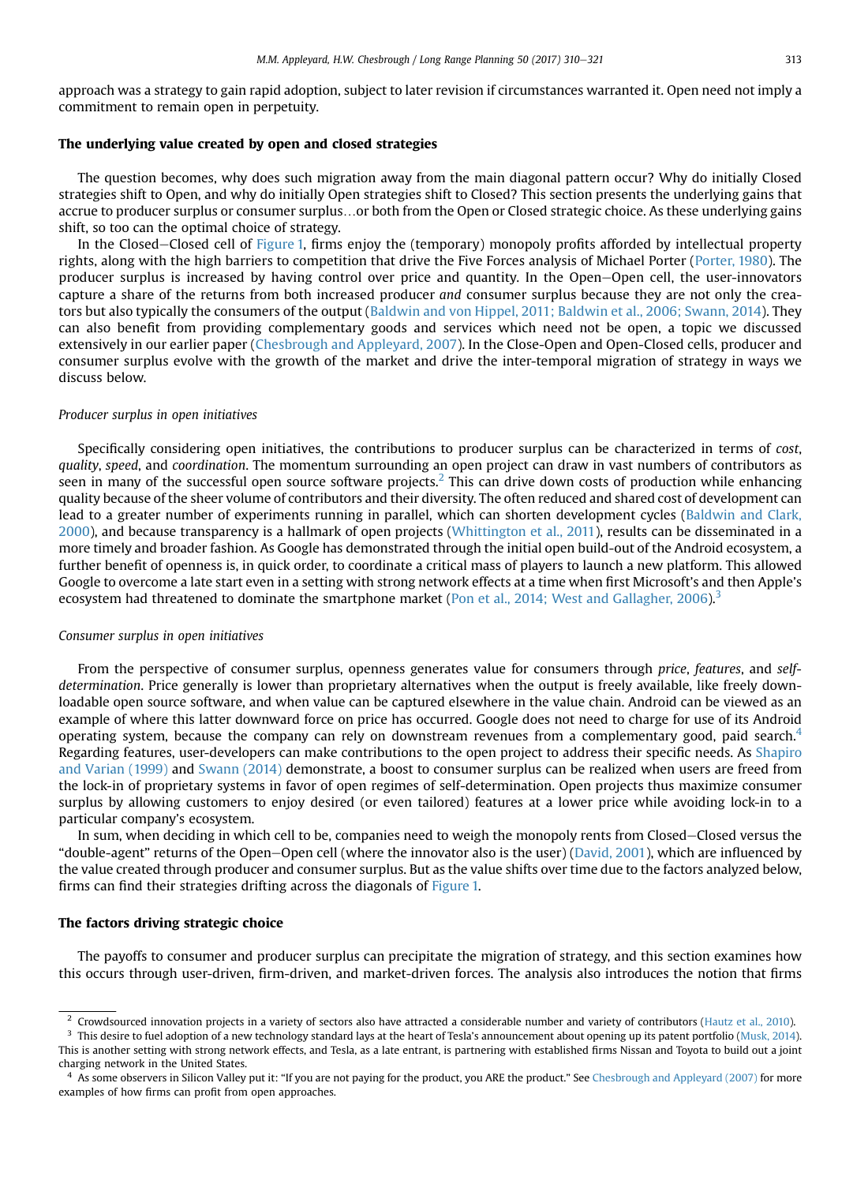approach was a strategy to gain rapid adoption, subject to later revision if circumstances warranted it. Open need not imply a commitment to remain open in perpetuity.

## The underlying value created by open and closed strategies

The question becomes, why does such migration away from the main diagonal pattern occur? Why do initially Closed strategies shift to Open, and why do initially Open strategies shift to Closed? This section presents the underlying gains that accrue to producer surplus or consumer surplus…or both from the Open or Closed strategic choice. As these underlying gains shift, so too can the optimal choice of strategy.

In the Closed–Closed cell of Figure 1, firms enjoy the (temporary) monopoly profits afforded by intellectual property rights, along with the high barriers to competition that drive the Five Forces analysis of Michael Porter (Porter, 1980). The producer surplus is increased by having control over price and quantity. In the Open–Open cell, the user-innovators capture a share of the returns from both increased producer *and* consumer surplus because they are not only the creators but also typically the consumers of the output (Baldwin and von Hippel, 2011; Baldwin et al., 2006; Swann, 2014). They can also benefit from providing complementary goods and services which need not be open, a topic we discussed extensively in our earlier paper (Chesbrough and Appleyard, 2007). In the Close-Open and Open-Closed cells, producer and consumer surplus evolve with the growth of the market and drive the inter-temporal migration of strategy in ways we discuss below.

### *Producer surplus in open initiatives*

Specifically considering open initiatives, the contributions to producer surplus can be characterized in terms of *cost*, *quality*, *speed*, and *coordination*. The momentum surrounding an open project can draw in vast numbers of contributors as seen in many of the successful open source software projects.[2] This can drive down costs of production while enhancing quality because of the sheer volume of contributors and their diversity. The often reduced and shared cost of development can lead to a greater number of experiments running in parallel, which can shorten development cycles (Baldwin and Clark, 2000), and because transparency is a hallmark of open projects (Whittington et al., 2011), results can be disseminated in a more timely and broader fashion. As Google has demonstrated through the initial open build-out of the Android ecosystem, a further benefit of openness is, in quick order, to coordinate a critical mass of players to launch a new platform. This allowed Google to overcome a late start even in a setting with strong network effects at a time when first Microsoft's and then Apple's ecosystem had threatened to dominate the smartphone market (Pon et al., 2014; West and Gallagher, 2006).[3]

### *Consumer surplus in open initiatives*

From the perspective of consumer surplus, openness generates value for consumers through *price*, *features*, and *self-determination*. Price generally is lower than proprietary alternatives when the output is freely available, like freely downloadable open source software, and when value can be captured elsewhere in the value chain. Android can be viewed as an example of where this latter downward force on price has occurred. Google does not need to charge for use of its Android operating system, because the company can rely on downstream revenues from a complementary good, paid search.[4] Regarding features, user-developers can make contributions to the open project to address their specific needs. As Shapiro and Varian (1999) and Swann (2014) demonstrate, a boost to consumer surplus can be realized when users are freed from the lock-in of proprietary systems in favor of open regimes of self-determination. Open projects thus maximize consumer surplus by allowing customers to enjoy desired (or even tailored) features at a lower price while avoiding lock-in to a particular company's ecosystem.

In sum, when deciding in which cell to be, companies need to weigh the monopoly rents from Closed–Closed versus the "double-agent" returns of the Open–Open cell (where the innovator also is the user) (David, 2001), which are influenced by the value created through producer and consumer surplus. But as the value shifts over time due to the factors analyzed below, firms can find their strategies drifting across the diagonals of Figure 1.

## The factors driving strategic choice

The payoffs to consumer and producer surplus can precipitate the migration of strategy, and this section examines how this occurs through user-driven, firm-driven, and market-driven forces. The analysis also introduces the notion that firms

---

[2] Crowdsourced innovation projects in a variety of sectors also have attracted a considerable number and variety of contributors (Hautz et al., 2010).

[3] This desire to fuel adoption of a new technology standard lays at the heart of Tesla's announcement about opening up its patent portfolio (Musk, 2014). This is another setting with strong network effects, and Tesla, as a late entrant, is partnering with established firms Nissan and Toyota to build out a joint charging network in the United States.

[4] As some observers in Silicon Valley put it: "If you are not paying for the product, you ARE the product." See Chesbrough and Appleyard (2007) for more examples of how firms can profit from open approaches.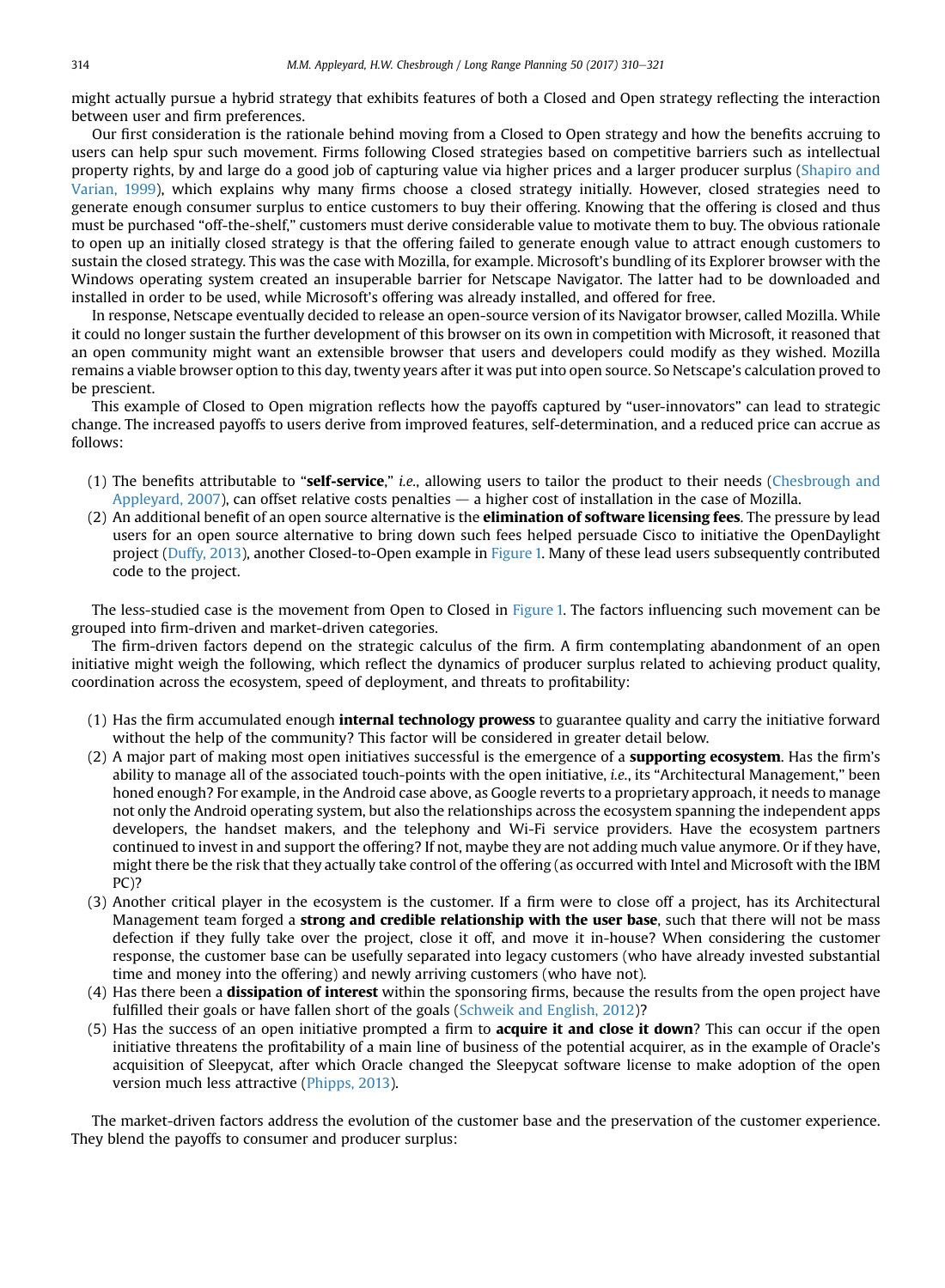might actually pursue a hybrid strategy that exhibits features of both a Closed and Open strategy reflecting the interaction between user and firm preferences.

Our first consideration is the rationale behind moving from a Closed to Open strategy and how the benefits accruing to users can help spur such movement. Firms following Closed strategies based on competitive barriers such as intellectual property rights, by and large do a good job of capturing value via higher prices and a larger producer surplus (Shapiro and Varian, 1999), which explains why many firms choose a closed strategy initially. However, closed strategies need to generate enough consumer surplus to entice customers to buy their offering. Knowing that the offering is closed and thus must be purchased "off-the-shelf," customers must derive considerable value to motivate them to buy. The obvious rationale to open up an initially closed strategy is that the offering failed to generate enough value to attract enough customers to sustain the closed strategy. This was the case with Mozilla, for example. Microsoft's bundling of its Explorer browser with the Windows operating system created an insuperable barrier for Netscape Navigator. The latter had to be downloaded and installed in order to be used, while Microsoft's offering was already installed, and offered for free.

In response, Netscape eventually decided to release an open-source version of its Navigator browser, called Mozilla. While it could no longer sustain the further development of this browser on its own in competition with Microsoft, it reasoned that an open community might want an extensible browser that users and developers could modify as they wished. Mozilla remains a viable browser option to this day, twenty years after it was put into open source. So Netscape's calculation proved to be prescient.

This example of Closed to Open migration reflects how the payoffs captured by "user-innovators" can lead to strategic change. The increased payoffs to users derive from improved features, self-determination, and a reduced price can accrue as follows:

(1) The benefits attributable to "**self-service**," *i.e.*, allowing users to tailor the product to their needs (Chesbrough and Appleyard, 2007), can offset relative costs penalties — a higher cost of installation in the case of Mozilla.
(2) An additional benefit of an open source alternative is the **elimination of software licensing fees**. The pressure by lead users for an open source alternative to bring down such fees helped persuade Cisco to initiative the OpenDaylight project (Duffy, 2013), another Closed-to-Open example in Figure 1. Many of these lead users subsequently contributed code to the project.

The less-studied case is the movement from Open to Closed in Figure 1. The factors influencing such movement can be grouped into firm-driven and market-driven categories.

The firm-driven factors depend on the strategic calculus of the firm. A firm contemplating abandonment of an open initiative might weigh the following, which reflect the dynamics of producer surplus related to achieving product quality, coordination across the ecosystem, speed of deployment, and threats to profitability:

(1) Has the firm accumulated enough **internal technology prowess** to guarantee quality and carry the initiative forward without the help of the community? This factor will be considered in greater detail below.
(2) A major part of making most open initiatives successful is the emergence of a **supporting ecosystem**. Has the firm's ability to manage all of the associated touch-points with the open initiative, *i.e.*, its "Architectural Management," been honed enough? For example, in the Android case above, as Google reverts to a proprietary approach, it needs to manage not only the Android operating system, but also the relationships across the ecosystem spanning the independent apps developers, the handset makers, and the telephony and Wi-Fi service providers. Have the ecosystem partners continued to invest in and support the offering? If not, maybe they are not adding much value anymore. Or if they have, might there be the risk that they actually take control of the offering (as occurred with Intel and Microsoft with the IBM PC)?
(3) Another critical player in the ecosystem is the customer. If a firm were to close off a project, has its Architectural Management team forged a **strong and credible relationship with the user base**, such that there will not be mass defection if they fully take over the project, close it off, and move it in-house? When considering the customer response, the customer base can be usefully separated into legacy customers (who have already invested substantial time and money into the offering) and newly arriving customers (who have not).
(4) Has there been a **dissipation of interest** within the sponsoring firms, because the results from the open project have fulfilled their goals or have fallen short of the goals (Schweik and English, 2012)?
(5) Has the success of an open initiative prompted a firm to **acquire it and close it down**? This can occur if the open initiative threatens the profitability of a main line of business of the potential acquirer, as in the example of Oracle's acquisition of Sleepycat, after which Oracle changed the Sleepycat software license to make adoption of the open version much less attractive (Phipps, 2013).

The market-driven factors address the evolution of the customer base and the preservation of the customer experience. They blend the payoffs to consumer and producer surplus: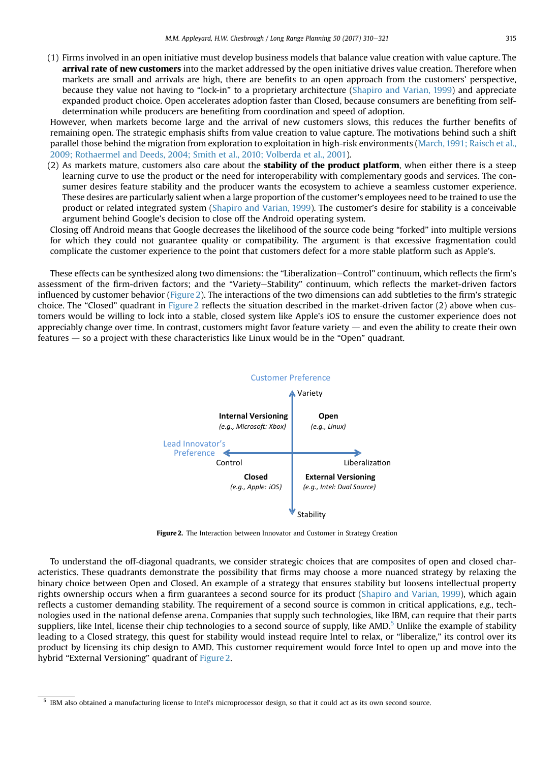(1) Firms involved in an open initiative must develop business models that balance value creation with value capture. The **arrival rate of new customers** into the market addressed by the open initiative drives value creation. Therefore when markets are small and arrivals are high, there are benefits to an open approach from the customers' perspective, because they value not having to "lock-in" to a proprietary architecture (Shapiro and Varian, 1999) and appreciate expanded product choice. Open accelerates adoption faster than Closed, because consumers are benefiting from self-determination while producers are benefiting from coordination and speed of adoption.

However, when markets become large and the arrival of new customers slows, this reduces the further benefits of remaining open. The strategic emphasis shifts from value creation to value capture. The motivations behind such a shift parallel those behind the migration from exploration to exploitation in high-risk environments (March, 1991; Raisch et al., 2009; Rothaermel and Deeds, 2004; Smith et al., 2010; Volberda et al., 2001).

(2) As markets mature, customers also care about the **stability of the product platform**, when either there is a steep learning curve to use the product or the need for interoperability with complementary goods and services. The consumer desires feature stability and the producer wants the ecosystem to achieve a seamless customer experience. These desires are particularly salient when a large proportion of the customer's employees need to be trained to use the product or related integrated system (Shapiro and Varian, 1999). The customer's desire for stability is a conceivable argument behind Google's decision to close off the Android operating system.

Closing off Android means that Google decreases the likelihood of the source code being "forked" into multiple versions for which they could not guarantee quality or compatibility. The argument is that excessive fragmentation could complicate the customer experience to the point that customers defect for a more stable platform such as Apple's.

These effects can be synthesized along two dimensions: the "Liberalization−Control" continuum, which reflects the firm's assessment of the firm-driven factors; and the "Variety−Stability" continuum, which reflects the market-driven factors influenced by customer behavior (Figure 2). The interactions of the two dimensions can add subtleties to the firm's strategic choice. The "Closed" quadrant in Figure 2 reflects the situation described in the market-driven factor (2) above when customers would be willing to lock into a stable, closed system like Apple's iOS to ensure the customer experience does not appreciably change over time. In contrast, customers might favor feature variety — and even the ability to create their own features — so a project with these characteristics like Linux would be in the "Open" quadrant.

| | Control | Liberalization |
|---|---|---|
| **Variety** | **Internal Versioning** (e.g., Microsoft: Xbox) | **Open** (e.g., Linux) |
| **Stability** | **Closed** (e.g., Apple: iOS) | **External Versioning** (e.g., Intel: Dual Source) |

(Vertical axis: Customer Preference, Variety–Stability; Horizontal axis: Lead Innovator's Preference, Control–Liberalization)

**Figure 2.** The Interaction between Innovator and Customer in Strategy Creation

To understand the off-diagonal quadrants, we consider strategic choices that are composites of open and closed characteristics. These quadrants demonstrate the possibility that firms may choose a more nuanced strategy by relaxing the binary choice between Open and Closed. An example of a strategy that ensures stability but loosens intellectual property rights ownership occurs when a firm guarantees a second source for its product (Shapiro and Varian, 1999), which again reflects a customer demanding stability. The requirement of a second source is common in critical applications, *e.g.*, technologies used in the national defense arena. Companies that supply such technologies, like IBM, can require that their parts suppliers, like Intel, license their chip technologies to a second source of supply, like AMD.[5] Unlike the example of stability leading to a Closed strategy, this quest for stability would instead require Intel to relax, or "liberalize," its control over its product by licensing its chip design to AMD. This customer requirement would force Intel to open up and move into the hybrid "External Versioning" quadrant of Figure 2.

[5] IBM also obtained a manufacturing license to Intel's microprocessor design, so that it could act as its own second source.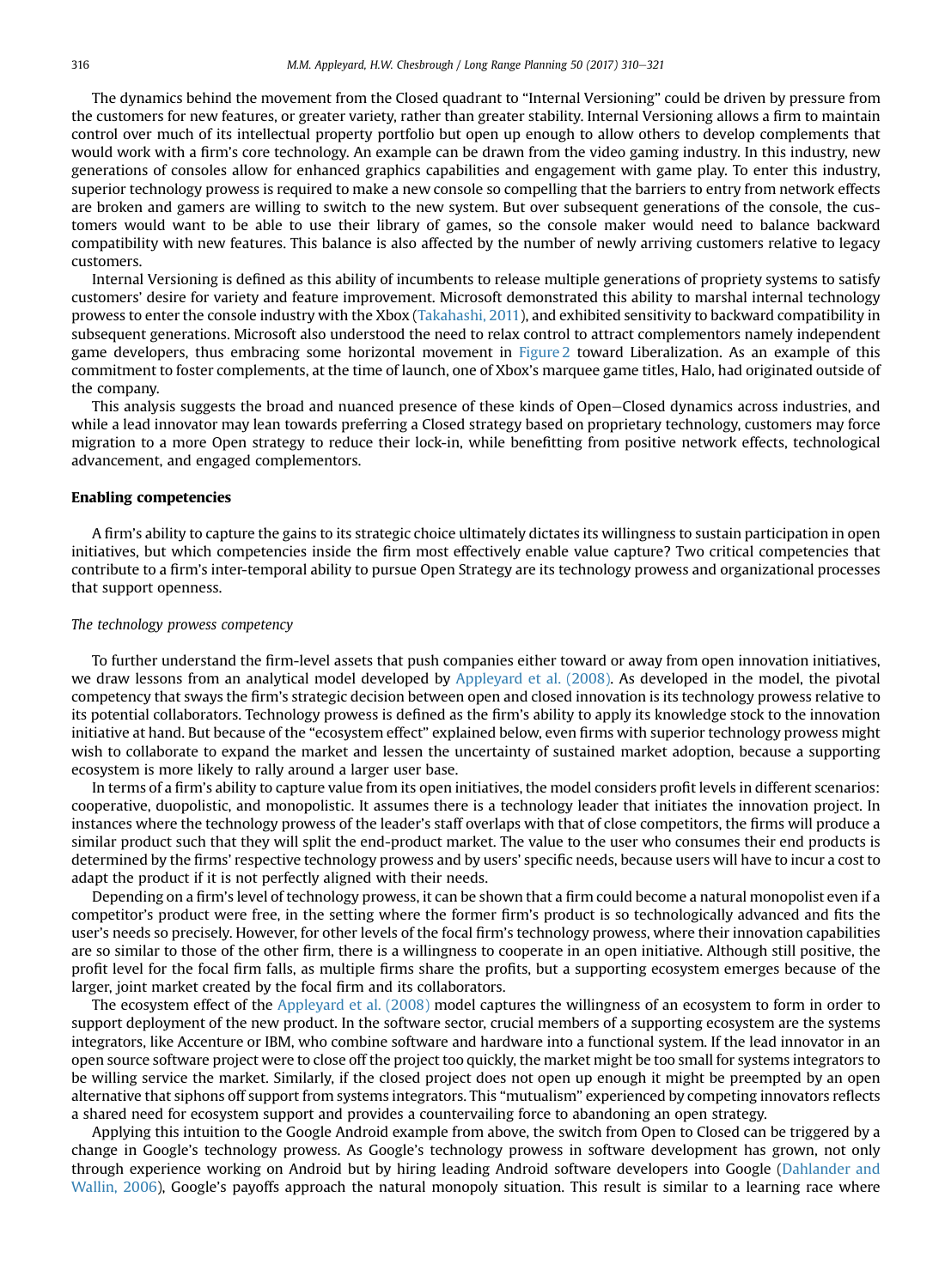The dynamics behind the movement from the Closed quadrant to "Internal Versioning" could be driven by pressure from the customers for new features, or greater variety, rather than greater stability. Internal Versioning allows a firm to maintain control over much of its intellectual property portfolio but open up enough to allow others to develop complements that would work with a firm's core technology. An example can be drawn from the video gaming industry. In this industry, new generations of consoles allow for enhanced graphics capabilities and engagement with game play. To enter this industry, superior technology prowess is required to make a new console so compelling that the barriers to entry from network effects are broken and gamers are willing to switch to the new system. But over subsequent generations of the console, the customers would want to be able to use their library of games, so the console maker would need to balance backward compatibility with new features. This balance is also affected by the number of newly arriving customers relative to legacy customers.

Internal Versioning is defined as this ability of incumbents to release multiple generations of propriety systems to satisfy customers' desire for variety and feature improvement. Microsoft demonstrated this ability to marshal internal technology prowess to enter the console industry with the Xbox (Takahashi, 2011), and exhibited sensitivity to backward compatibility in subsequent generations. Microsoft also understood the need to relax control to attract complementors namely independent game developers, thus embracing some horizontal movement in Figure 2 toward Liberalization. As an example of this commitment to foster complements, at the time of launch, one of Xbox's marquee game titles, Halo, had originated outside of the company.

This analysis suggests the broad and nuanced presence of these kinds of Open–Closed dynamics across industries, and while a lead innovator may lean towards preferring a Closed strategy based on proprietary technology, customers may force migration to a more Open strategy to reduce their lock-in, while benefitting from positive network effects, technological advancement, and engaged complementors.

## Enabling competencies

A firm's ability to capture the gains to its strategic choice ultimately dictates its willingness to sustain participation in open initiatives, but which competencies inside the firm most effectively enable value capture? Two critical competencies that contribute to a firm's inter-temporal ability to pursue Open Strategy are its technology prowess and organizational processes that support openness.

### *The technology prowess competency*

To further understand the firm-level assets that push companies either toward or away from open innovation initiatives, we draw lessons from an analytical model developed by Appleyard et al. (2008). As developed in the model, the pivotal competency that sways the firm's strategic decision between open and closed innovation is its technology prowess relative to its potential collaborators. Technology prowess is defined as the firm's ability to apply its knowledge stock to the innovation initiative at hand. But because of the "ecosystem effect" explained below, even firms with superior technology prowess might wish to collaborate to expand the market and lessen the uncertainty of sustained market adoption, because a supporting ecosystem is more likely to rally around a larger user base.

In terms of a firm's ability to capture value from its open initiatives, the model considers profit levels in different scenarios: cooperative, duopolistic, and monopolistic. It assumes there is a technology leader that initiates the innovation project. In instances where the technology prowess of the leader's staff overlaps with that of close competitors, the firms will produce a similar product such that they will split the end-product market. The value to the user who consumes their end products is determined by the firms' respective technology prowess and by users' specific needs, because users will have to incur a cost to adapt the product if it is not perfectly aligned with their needs.

Depending on a firm's level of technology prowess, it can be shown that a firm could become a natural monopolist even if a competitor's product were free, in the setting where the former firm's product is so technologically advanced and fits the user's needs so precisely. However, for other levels of the focal firm's technology prowess, where their innovation capabilities are so similar to those of the other firm, there is a willingness to cooperate in an open initiative. Although still positive, the profit level for the focal firm falls, as multiple firms share the profits, but a supporting ecosystem emerges because of the larger, joint market created by the focal firm and its collaborators.

The ecosystem effect of the Appleyard et al. (2008) model captures the willingness of an ecosystem to form in order to support deployment of the new product. In the software sector, crucial members of a supporting ecosystem are the systems integrators, like Accenture or IBM, who combine software and hardware into a functional system. If the lead innovator in an open source software project were to close off the project too quickly, the market might be too small for systems integrators to be willing service the market. Similarly, if the closed project does not open up enough it might be preempted by an open alternative that siphons off support from systems integrators. This "mutualism" experienced by competing innovators reflects a shared need for ecosystem support and provides a countervailing force to abandoning an open strategy.

Applying this intuition to the Google Android example from above, the switch from Open to Closed can be triggered by a change in Google's technology prowess. As Google's technology prowess in software development has grown, not only through experience working on Android but by hiring leading Android software developers into Google (Dahlander and Wallin, 2006), Google's payoffs approach the natural monopoly situation. This result is similar to a learning race where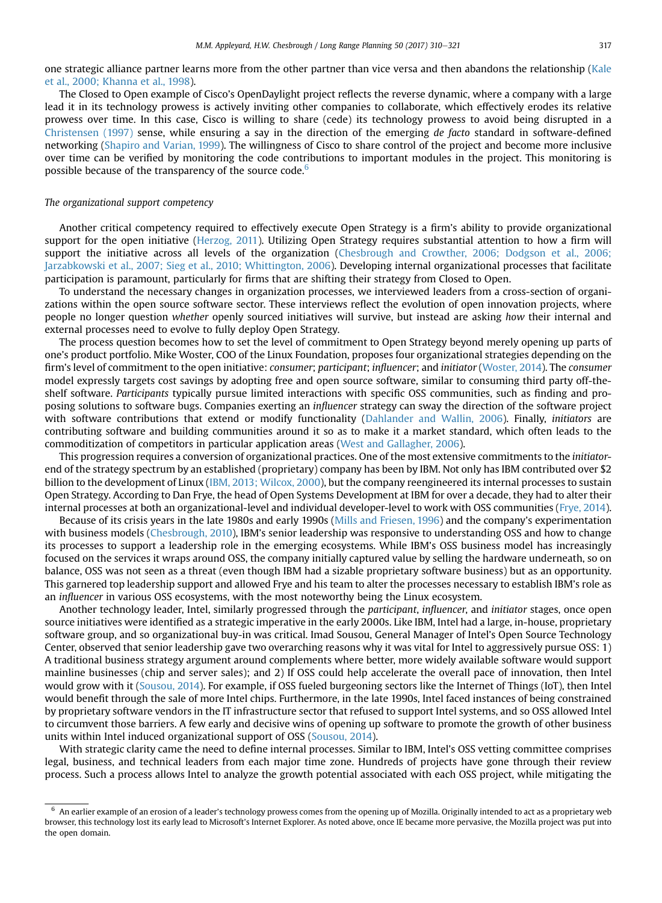one strategic alliance partner learns more from the other partner than vice versa and then abandons the relationship (Kale et al., 2000; Khanna et al., 1998).

The Closed to Open example of Cisco's OpenDaylight project reflects the reverse dynamic, where a company with a large lead it in its technology prowess is actively inviting other companies to collaborate, which effectively erodes its relative prowess over time. In this case, Cisco is willing to share (cede) its technology prowess to avoid being disrupted in a Christensen (1997) sense, while ensuring a say in the direction of the emerging *de facto* standard in software-defined networking (Shapiro and Varian, 1999). The willingness of Cisco to share control of the project and become more inclusive over time can be verified by monitoring the code contributions to important modules in the project. This monitoring is possible because of the transparency of the source code.[6]

*The organizational support competency*

Another critical competency required to effectively execute Open Strategy is a firm's ability to provide organizational support for the open initiative (Herzog, 2011). Utilizing Open Strategy requires substantial attention to how a firm will support the initiative across all levels of the organization (Chesbrough and Crowther, 2006; Dodgson et al., 2006; Jarzabkowski et al., 2007; Sieg et al., 2010; Whittington, 2006). Developing internal organizational processes that facilitate participation is paramount, particularly for firms that are shifting their strategy from Closed to Open.

To understand the necessary changes in organization processes, we interviewed leaders from a cross-section of organizations within the open source software sector. These interviews reflect the evolution of open innovation projects, where people no longer question *whether* openly sourced initiatives will survive, but instead are asking *how* their internal and external processes need to evolve to fully deploy Open Strategy.

The process question becomes how to set the level of commitment to Open Strategy beyond merely opening up parts of one's product portfolio. Mike Woster, COO of the Linux Foundation, proposes four organizational strategies depending on the firm's level of commitment to the open initiative: *consumer*; *participant*; *influencer*; and *initiator* (Woster, 2014). The *consumer* model expressly targets cost savings by adopting free and open source software, similar to consuming third party off-the-shelf software. *Participants* typically pursue limited interactions with specific OSS communities, such as finding and proposing solutions to software bugs. Companies exerting an *influencer* strategy can sway the direction of the software project with software contributions that extend or modify functionality (Dahlander and Wallin, 2006). Finally, *initiators* are contributing software and building communities around it so as to make it a market standard, which often leads to the commoditization of competitors in particular application areas (West and Gallagher, 2006).

This progression requires a conversion of organizational practices. One of the most extensive commitments to the *initiator*-end of the strategy spectrum by an established (proprietary) company has been by IBM. Not only has IBM contributed over $2 billion to the development of Linux (IBM, 2013; Wilcox, 2000), but the company reengineered its internal processes to sustain Open Strategy. According to Dan Frye, the head of Open Systems Development at IBM for over a decade, they had to alter their internal processes at both an organizational-level and individual developer-level to work with OSS communities (Frye, 2014).

Because of its crisis years in the late 1980s and early 1990s (Mills and Friesen, 1996) and the company's experimentation with business models (Chesbrough, 2010), IBM's senior leadership was responsive to understanding OSS and how to change its processes to support a leadership role in the emerging ecosystems. While IBM's OSS business model has increasingly focused on the services it wraps around OSS, the company initially captured value by selling the hardware underneath, so on balance, OSS was not seen as a threat (even though IBM had a sizable proprietary software business) but as an opportunity. This garnered top leadership support and allowed Frye and his team to alter the processes necessary to establish IBM's role as an *influencer* in various OSS ecosystems, with the most noteworthy being the Linux ecosystem.

Another technology leader, Intel, similarly progressed through the *participant*, *influencer*, and *initiator* stages, once open source initiatives were identified as a strategic imperative in the early 2000s. Like IBM, Intel had a large, in-house, proprietary software group, and so organizational buy-in was critical. Imad Sousou, General Manager of Intel's Open Source Technology Center, observed that senior leadership gave two overarching reasons why it was vital for Intel to aggressively pursue OSS: 1) A traditional business strategy argument around complements where better, more widely available software would support mainline businesses (chip and server sales); and 2) If OSS could help accelerate the overall pace of innovation, then Intel would grow with it (Sousou, 2014). For example, if OSS fueled burgeoning sectors like the Internet of Things (IoT), then Intel would benefit through the sale of more Intel chips. Furthermore, in the late 1990s, Intel faced instances of being constrained by proprietary software vendors in the IT infrastructure sector that refused to support Intel systems, and so OSS allowed Intel to circumvent those barriers. A few early and decisive wins of opening up software to promote the growth of other business units within Intel induced organizational support of OSS (Sousou, 2014).

With strategic clarity came the need to define internal processes. Similar to IBM, Intel's OSS vetting committee comprises legal, business, and technical leaders from each major time zone. Hundreds of projects have gone through their review process. Such a process allows Intel to analyze the growth potential associated with each OSS project, while mitigating the

---

[6] An earlier example of an erosion of a leader's technology prowess comes from the opening up of Mozilla. Originally intended to act as a proprietary web browser, this technology lost its early lead to Microsoft's Internet Explorer. As noted above, once IE became more pervasive, the Mozilla project was put into the open domain.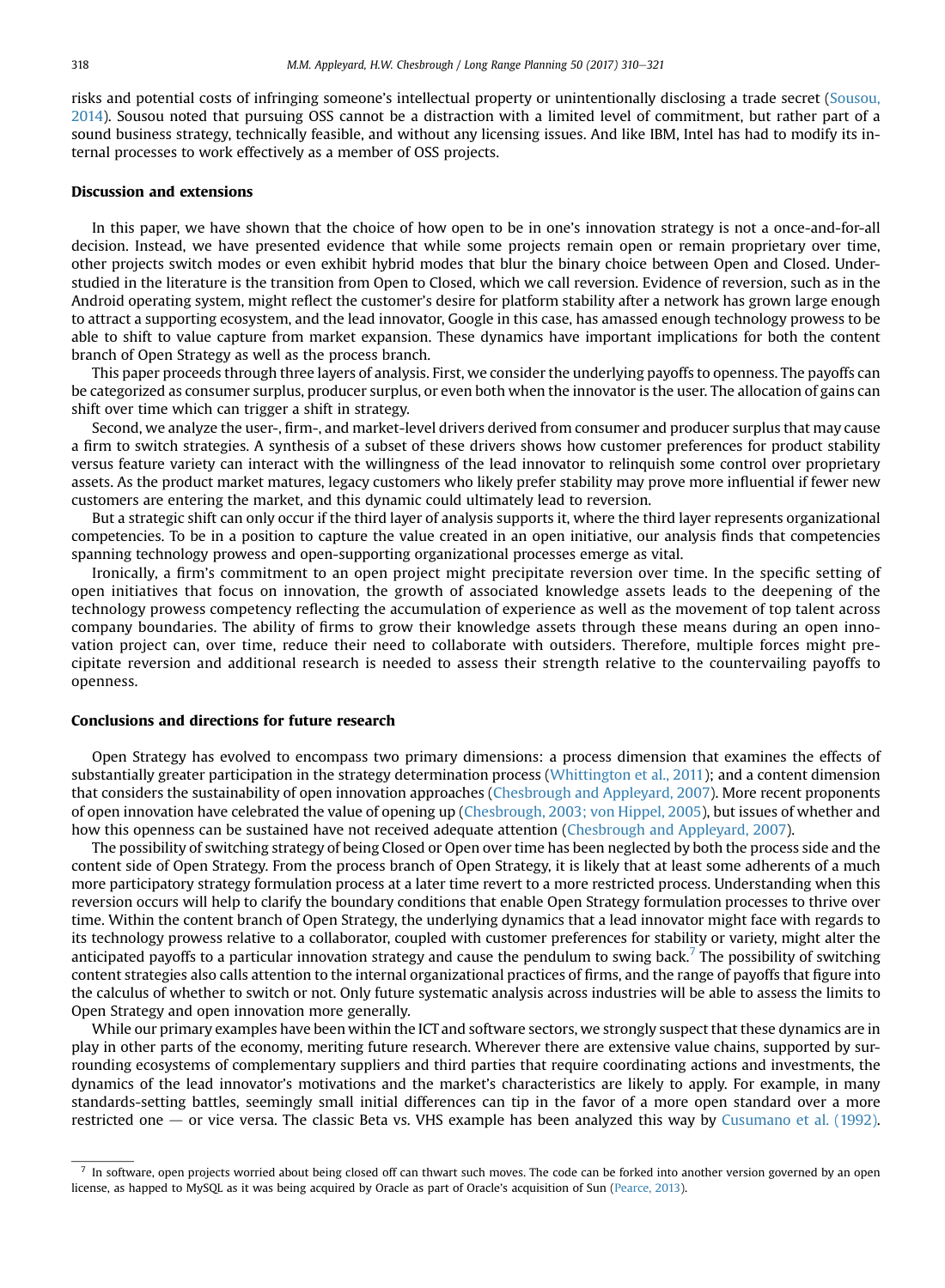risks and potential costs of infringing someone's intellectual property or unintentionally disclosing a trade secret (Sousou, 2014). Sousou noted that pursuing OSS cannot be a distraction with a limited level of commitment, but rather part of a sound business strategy, technically feasible, and without any licensing issues. And like IBM, Intel has had to modify its internal processes to work effectively as a member of OSS projects.

## Discussion and extensions

In this paper, we have shown that the choice of how open to be in one's innovation strategy is not a once-and-for-all decision. Instead, we have presented evidence that while some projects remain open or remain proprietary over time, other projects switch modes or even exhibit hybrid modes that blur the binary choice between Open and Closed. Understudied in the literature is the transition from Open to Closed, which we call reversion. Evidence of reversion, such as in the Android operating system, might reflect the customer's desire for platform stability after a network has grown large enough to attract a supporting ecosystem, and the lead innovator, Google in this case, has amassed enough technology prowess to be able to shift to value capture from market expansion. These dynamics have important implications for both the content branch of Open Strategy as well as the process branch.

This paper proceeds through three layers of analysis. First, we consider the underlying payoffs to openness. The payoffs can be categorized as consumer surplus, producer surplus, or even both when the innovator is the user. The allocation of gains can shift over time which can trigger a shift in strategy.

Second, we analyze the user-, firm-, and market-level drivers derived from consumer and producer surplus that may cause a firm to switch strategies. A synthesis of a subset of these drivers shows how customer preferences for product stability versus feature variety can interact with the willingness of the lead innovator to relinquish some control over proprietary assets. As the product market matures, legacy customers who likely prefer stability may prove more influential if fewer new customers are entering the market, and this dynamic could ultimately lead to reversion.

But a strategic shift can only occur if the third layer of analysis supports it, where the third layer represents organizational competencies. To be in a position to capture the value created in an open initiative, our analysis finds that competencies spanning technology prowess and open-supporting organizational processes emerge as vital.

Ironically, a firm's commitment to an open project might precipitate reversion over time. In the specific setting of open initiatives that focus on innovation, the growth of associated knowledge assets leads to the deepening of the technology prowess competency reflecting the accumulation of experience as well as the movement of top talent across company boundaries. The ability of firms to grow their knowledge assets through these means during an open innovation project can, over time, reduce their need to collaborate with outsiders. Therefore, multiple forces might precipitate reversion and additional research is needed to assess their strength relative to the countervailing payoffs to openness.

## Conclusions and directions for future research

Open Strategy has evolved to encompass two primary dimensions: a process dimension that examines the effects of substantially greater participation in the strategy determination process (Whittington et al., 2011); and a content dimension that considers the sustainability of open innovation approaches (Chesbrough and Appleyard, 2007). More recent proponents of open innovation have celebrated the value of opening up (Chesbrough, 2003; von Hippel, 2005), but issues of whether and how this openness can be sustained have not received adequate attention (Chesbrough and Appleyard, 2007).

The possibility of switching strategy of being Closed or Open over time has been neglected by both the process side and the content side of Open Strategy. From the process branch of Open Strategy, it is likely that at least some adherents of a much more participatory strategy formulation process at a later time revert to a more restricted process. Understanding when this reversion occurs will help to clarify the boundary conditions that enable Open Strategy formulation processes to thrive over time. Within the content branch of Open Strategy, the underlying dynamics that a lead innovator might face with regards to its technology prowess relative to a collaborator, coupled with customer preferences for stability or variety, might alter the anticipated payoffs to a particular innovation strategy and cause the pendulum to swing back.[7] The possibility of switching content strategies also calls attention to the internal organizational practices of firms, and the range of payoffs that figure into the calculus of whether to switch or not. Only future systematic analysis across industries will be able to assess the limits to Open Strategy and open innovation more generally.

While our primary examples have been within the ICT and software sectors, we strongly suspect that these dynamics are in play in other parts of the economy, meriting future research. Wherever there are extensive value chains, supported by surrounding ecosystems of complementary suppliers and third parties that require coordinating actions and investments, the dynamics of the lead innovator's motivations and the market's characteristics are likely to apply. For example, in many standards-setting battles, seemingly small initial differences can tip in the favor of a more open standard over a more restricted one — or vice versa. The classic Beta vs. VHS example has been analyzed this way by Cusumano et al. (1992).

[7] In software, open projects worried about being closed off can thwart such moves. The code can be forked into another version governed by an open license, as happed to MySQL as it was being acquired by Oracle as part of Oracle's acquisition of Sun (Pearce, 2013).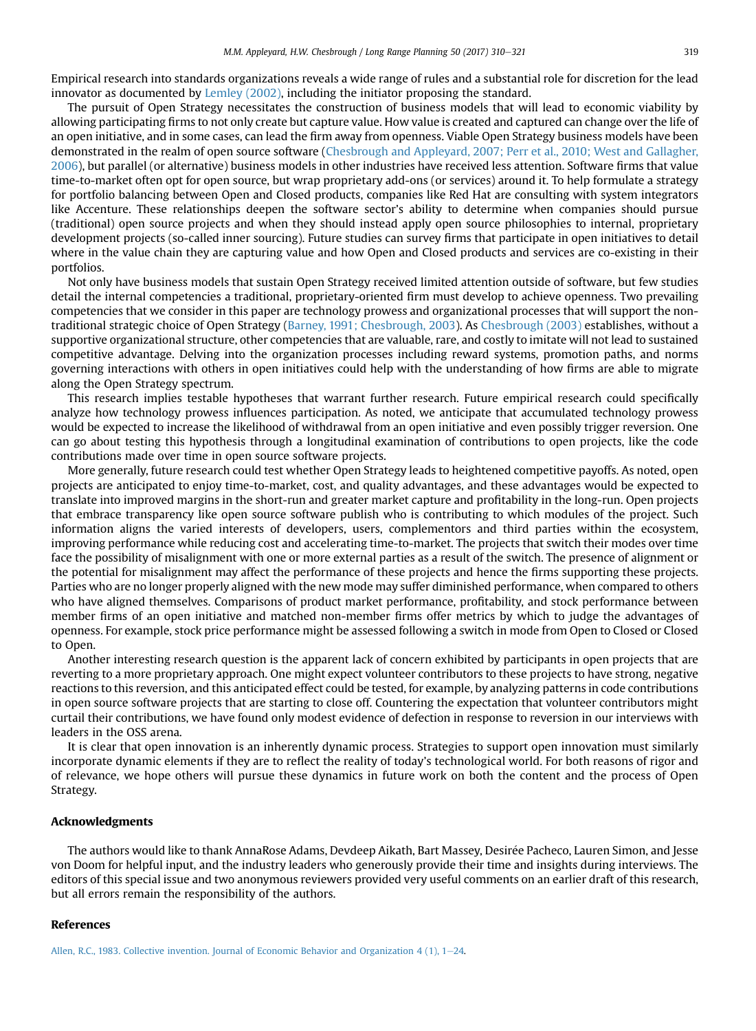Empirical research into standards organizations reveals a wide range of rules and a substantial role for discretion for the lead innovator as documented by Lemley (2002), including the initiator proposing the standard.

The pursuit of Open Strategy necessitates the construction of business models that will lead to economic viability by allowing participating firms to not only create but capture value. How value is created and captured can change over the life of an open initiative, and in some cases, can lead the firm away from openness. Viable Open Strategy business models have been demonstrated in the realm of open source software (Chesbrough and Appleyard, 2007; Perr et al., 2010; West and Gallagher, 2006), but parallel (or alternative) business models in other industries have received less attention. Software firms that value time-to-market often opt for open source, but wrap proprietary add-ons (or services) around it. To help formulate a strategy for portfolio balancing between Open and Closed products, companies like Red Hat are consulting with system integrators like Accenture. These relationships deepen the software sector's ability to determine when companies should pursue (traditional) open source projects and when they should instead apply open source philosophies to internal, proprietary development projects (so-called inner sourcing). Future studies can survey firms that participate in open initiatives to detail where in the value chain they are capturing value and how Open and Closed products and services are co-existing in their portfolios.

Not only have business models that sustain Open Strategy received limited attention outside of software, but few studies detail the internal competencies a traditional, proprietary-oriented firm must develop to achieve openness. Two prevailing competencies that we consider in this paper are technology prowess and organizational processes that will support the non-traditional strategic choice of Open Strategy (Barney, 1991; Chesbrough, 2003). As Chesbrough (2003) establishes, without a supportive organizational structure, other competencies that are valuable, rare, and costly to imitate will not lead to sustained competitive advantage. Delving into the organization processes including reward systems, promotion paths, and norms governing interactions with others in open initiatives could help with the understanding of how firms are able to migrate along the Open Strategy spectrum.

This research implies testable hypotheses that warrant further research. Future empirical research could specifically analyze how technology prowess influences participation. As noted, we anticipate that accumulated technology prowess would be expected to increase the likelihood of withdrawal from an open initiative and even possibly trigger reversion. One can go about testing this hypothesis through a longitudinal examination of contributions to open projects, like the code contributions made over time in open source software projects.

More generally, future research could test whether Open Strategy leads to heightened competitive payoffs. As noted, open projects are anticipated to enjoy time-to-market, cost, and quality advantages, and these advantages would be expected to translate into improved margins in the short-run and greater market capture and profitability in the long-run. Open projects that embrace transparency like open source software publish who is contributing to which modules of the project. Such information aligns the varied interests of developers, users, complementors and third parties within the ecosystem, improving performance while reducing cost and accelerating time-to-market. The projects that switch their modes over time face the possibility of misalignment with one or more external parties as a result of the switch. The presence of alignment or the potential for misalignment may affect the performance of these projects and hence the firms supporting these projects. Parties who are no longer properly aligned with the new mode may suffer diminished performance, when compared to others who have aligned themselves. Comparisons of product market performance, profitability, and stock performance between member firms of an open initiative and matched non-member firms offer metrics by which to judge the advantages of openness. For example, stock price performance might be assessed following a switch in mode from Open to Closed or Closed to Open.

Another interesting research question is the apparent lack of concern exhibited by participants in open projects that are reverting to a more proprietary approach. One might expect volunteer contributors to these projects to have strong, negative reactions to this reversion, and this anticipated effect could be tested, for example, by analyzing patterns in code contributions in open source software projects that are starting to close off. Countering the expectation that volunteer contributors might curtail their contributions, we have found only modest evidence of defection in response to reversion in our interviews with leaders in the OSS arena.

It is clear that open innovation is an inherently dynamic process. Strategies to support open innovation must similarly incorporate dynamic elements if they are to reflect the reality of today's technological world. For both reasons of rigor and of relevance, we hope others will pursue these dynamics in future work on both the content and the process of Open Strategy.

## Acknowledgments

The authors would like to thank AnnaRose Adams, Devdeep Aikath, Bart Massey, Desirée Pacheco, Lauren Simon, and Jesse von Doom for helpful input, and the industry leaders who generously provide their time and insights during interviews. The editors of this special issue and two anonymous reviewers provided very useful comments on an earlier draft of this research, but all errors remain the responsibility of the authors.

## References

Allen, R.C., 1983. Collective invention. Journal of Economic Behavior and Organization 4 (1), 1–24.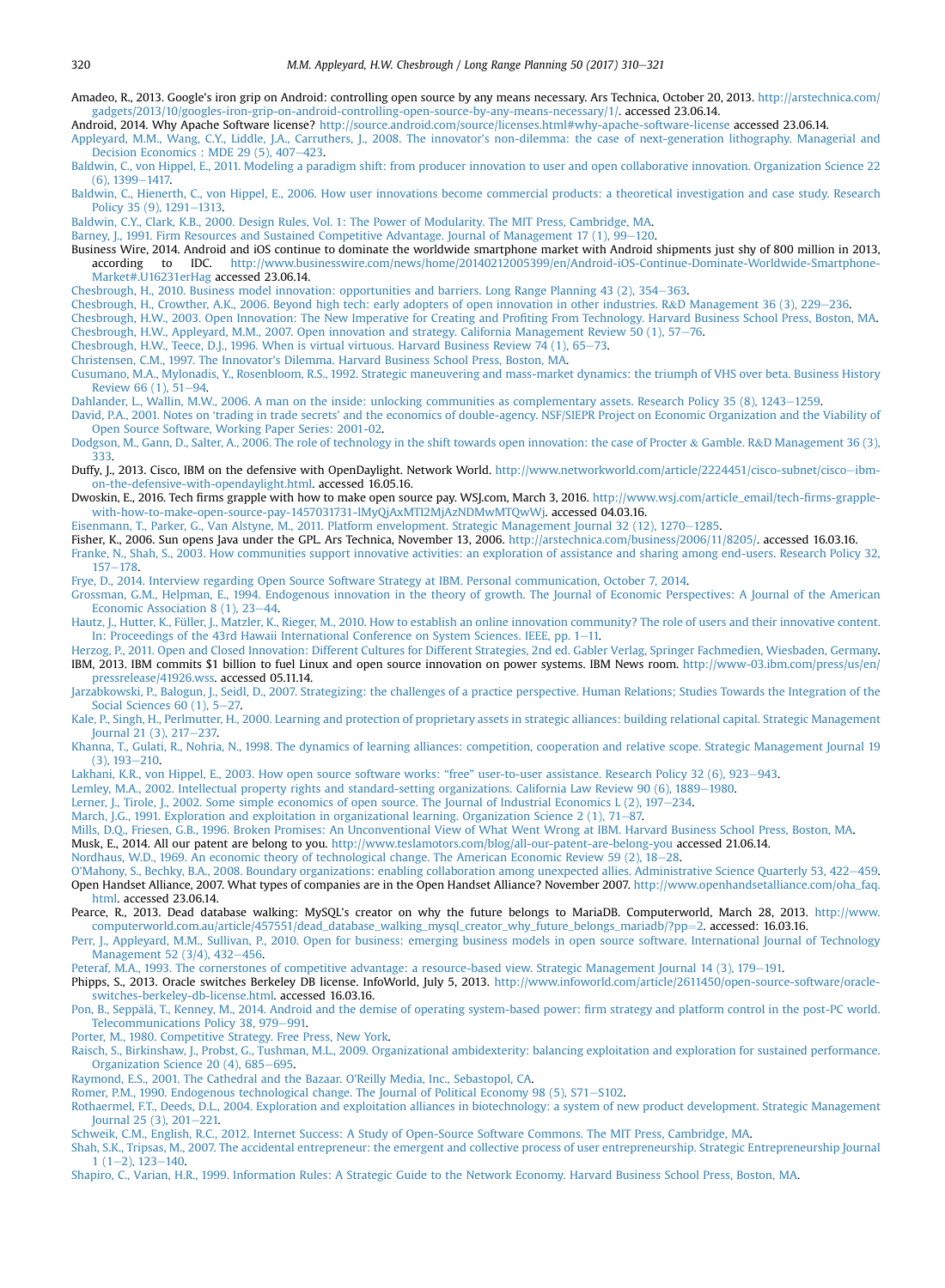Amadeo, R., 2013. Google's iron grip on Android: controlling open source by any means necessary. Ars Technica, October 20, 2013. http://arstechnica.com/gadgets/2013/10/googles-iron-grip-on-android-controlling-open-source-by-any-means-necessary/1/. accessed 23.06.14.

Android, 2014. Why Apache Software license? http://source.android.com/source/licenses.html#why-apache-software-license accessed 23.06.14.

Appleyard, M.M., Wang, C.Y., Liddle, J.A., Carruthers, J., 2008. The innovator's non-dilemma: the case of next-generation lithography. Managerial and Decision Economics : MDE 29 (5), 407–423.

Baldwin, C., von Hippel, E., 2011. Modeling a paradigm shift: from producer innovation to user and open collaborative innovation. Organization Science 22 (6), 1399–1417.

Baldwin, C., Hienerth, C., von Hippel, E., 2006. How user innovations become commercial products: a theoretical investigation and case study. Research Policy 35 (9), 1291–1313.

Baldwin, C.Y., Clark, K.B., 2000. Design Rules, Vol. 1: The Power of Modularity. The MIT Press, Cambridge, MA.

Barney, J., 1991. Firm Resources and Sustained Competitive Advantage. Journal of Management 17 (1), 99–120.

Business Wire, 2014. Android and iOS continue to dominate the worldwide smartphone market with Android shipments just shy of 800 million in 2013, according to IDC. http://www.businesswire.com/news/home/20140212005399/en/Android-iOS-Continue-Dominate-Worldwide-Smartphone-Market#.U16231erHag accessed 23.06.14.

Chesbrough, H., 2010. Business model innovation: opportunities and barriers. Long Range Planning 43 (2), 354–363.

Chesbrough, H., Crowther, A.K., 2006. Beyond high tech: early adopters of open innovation in other industries. R&D Management 36 (3), 229–236.

Chesbrough, H.W., 2003. Open Innovation: The New Imperative for Creating and Profiting From Technology. Harvard Business School Press, Boston, MA.

Chesbrough, H.W., Appleyard, M.M., 2007. Open innovation and strategy. California Management Review 50 (1), 57–76.

Chesbrough, H.W., Teece, D.J., 1996. When is virtual virtuous. Harvard Business Review 74 (1), 65–73.

Christensen, C.M., 1997. The Innovator's Dilemma. Harvard Business School Press, Boston, MA.

Cusumano, M.A., Mylonadis, Y., Rosenbloom, R.S., 1992. Strategic maneuvering and mass-market dynamics: the triumph of VHS over beta. Business History Review 66 (1), 51–94.

Dahlander, L., Wallin, M.W., 2006. A man on the inside: unlocking communities as complementary assets. Research Policy 35 (8), 1243–1259.

David, P.A., 2001. Notes on 'trading in trade secrets' and the economics of double-agency. NSF/SIEPR Project on Economic Organization and the Viability of Open Source Software, Working Paper Series: 2001-02.

Dodgson, M., Gann, D., Salter, A., 2006. The role of technology in the shift towards open innovation: the case of Procter & Gamble. R&D Management 36 (3), 333.

Duffy, J., 2013. Cisco, IBM on the defensive with OpenDaylight. Network World. http://www.networkworld.com/article/2224451/cisco-subnet/cisco--ibm--on-the-defensive-with-opendaylight.html. accessed 16.05.16.

Dwoskin, E., 2016. Tech firms grapple with how to make open source pay. WSJ.com, March 3, 2016. http://www.wsj.com/article_email/tech-firms-grapple-with-how-to-make-open-source-pay-1457031731-lMyQjAxMTI2MjAxNDMwMTQwWj. accessed 04.03.16.

Eisenmann, T., Parker, G., Van Alstyne, M., 2011. Platform envelopment. Strategic Management Journal 32 (12), 1270–1285.

Fisher, K., 2006. Sun opens Java under the GPL. Ars Technica, November 13, 2006. http://arstechnica.com/business/2006/11/8205/. accessed 16.03.16.

Franke, N., Shah, S., 2003. How communities support innovative activities: an exploration of assistance and sharing among end-users. Research Policy 32, 157–178.

Frye, D., 2014. Interview regarding Open Source Software Strategy at IBM. Personal communication, October 7, 2014.

Grossman, G.M., Helpman, E., 1994. Endogenous innovation in the theory of growth. The Journal of Economic Perspectives: A Journal of the American Economic Association 8 (1), 23–44.

Hautz, J., Hutter, K., Füller, J., Matzler, K., Rieger, M., 2010. How to establish an online innovation community? The role of users and their innovative content. In: Proceedings of the 43rd Hawaii International Conference on System Sciences. IEEE, pp. 1–11.

Herzog, P., 2011. Open and Closed Innovation: Different Cultures for Different Strategies, 2nd ed. Gabler Verlag, Springer Fachmedien, Wiesbaden, Germany.

IBM, 2013. IBM commits $1 billion to fuel Linux and open source innovation on power systems. IBM News room. http://www-03.ibm.com/press/us/en/pressrelease/41926.wss. accessed 05.11.14.

Jarzabkowski, P., Balogun, J., Seidl, D., 2007. Strategizing: the challenges of a practice perspective. Human Relations; Studies Towards the Integration of the Social Sciences 60 (1), 5–27.

Kale, P., Singh, H., Perlmutter, H., 2000. Learning and protection of proprietary assets in strategic alliances: building relational capital. Strategic Management Journal 21 (3), 217–237.

Khanna, T., Gulati, R., Nohria, N., 1998. The dynamics of learning alliances: competition, cooperation and relative scope. Strategic Management Journal 19 (3), 193–210.

Lakhani, K.R., von Hippel, E., 2003. How open source software works: "free" user-to-user assistance. Research Policy 32 (6), 923–943.

Lemley, M.A., 2002. Intellectual property rights and standard-setting organizations. California Law Review 90 (6), 1889–1980.

Lerner, J., Tirole, J., 2002. Some simple economics of open source. The Journal of Industrial Economics L (2), 197–234.

March, J.G., 1991. Exploration and exploitation in organizational learning. Organization Science 2 (1), 71–87.

Mills, D.Q., Friesen, G.B., 1996. Broken Promises: An Unconventional View of What Went Wrong at IBM. Harvard Business School Press, Boston, MA.

Musk, E., 2014. All our patent are belong to you. http://www.teslamotors.com/blog/all-our-patent-are-belong-you accessed 21.06.14.

Nordhaus, W.D., 1969. An economic theory of technological change. The American Economic Review 59 (2), 18–28.

O'Mahony, S., Bechky, B.A., 2008. Boundary organizations: enabling collaboration among unexpected allies. Administrative Science Quarterly 53, 422–459.

Open Handset Alliance, 2007. What types of companies are in the Open Handset Alliance? November 2007. http://www.openhandsetalliance.com/oha_faq.html. accessed 23.06.14.

Pearce, R., 2013. Dead database walking: MySQL's creator on why the future belongs to MariaDB. Computerworld, March 28, 2013. http://www.computerworld.com.au/article/457551/dead_database_walking_mysql_creator_why_future_belongs_mariadb/?pp=2. accessed: 16.03.16.

Perr, J., Appleyard, M.M., Sullivan, P., 2010. Open for business: emerging business models in open source software. International Journal of Technology Management 52 (3/4), 432–456.

Peteraf, M.A., 1993. The cornerstones of competitive advantage: a resource-based view. Strategic Management Journal 14 (3), 179–191.

Phipps, S., 2013. Oracle switches Berkeley DB license. InfoWorld, July 5, 2013. http://www.infoworld.com/article/2611450/open-source-software/oracle-switches-berkeley-db-license.html. accessed 16.03.16.

Pon, B., Seppälä, T., Kenney, M., 2014. Android and the demise of operating system-based power: firm strategy and platform control in the post-PC world. Telecommunications Policy 38, 979–991.

Porter, M., 1980. Competitive Strategy. Free Press, New York.

Raisch, S., Birkinshaw, J., Probst, G., Tushman, M.L., 2009. Organizational ambidexterity: balancing exploitation and exploration for sustained performance. Organization Science 20 (4), 685–695.

Raymond, E.S., 2001. The Cathedral and the Bazaar. O'Reilly Media, Inc., Sebastopol, CA.

Romer, P.M., 1990. Endogenous technological change. The Journal of Political Economy 98 (5), S71–S102.

Rothaermel, F.T., Deeds, D.L., 2004. Exploration and exploitation alliances in biotechnology: a system of new product development. Strategic Management Journal 25 (3), 201–221.

Schweik, C.M., English, R.C., 2012. Internet Success: A Study of Open-Source Software Commons. The MIT Press, Cambridge, MA.

Shah, S.K., Tripsas, M., 2007. The accidental entrepreneur: the emergent and collective process of user entrepreneurship. Strategic Entrepreneurship Journal 1 (1–2), 123–140.

Shapiro, C., Varian, H.R., 1999. Information Rules: A Strategic Guide to the Network Economy. Harvard Business School Press, Boston, MA.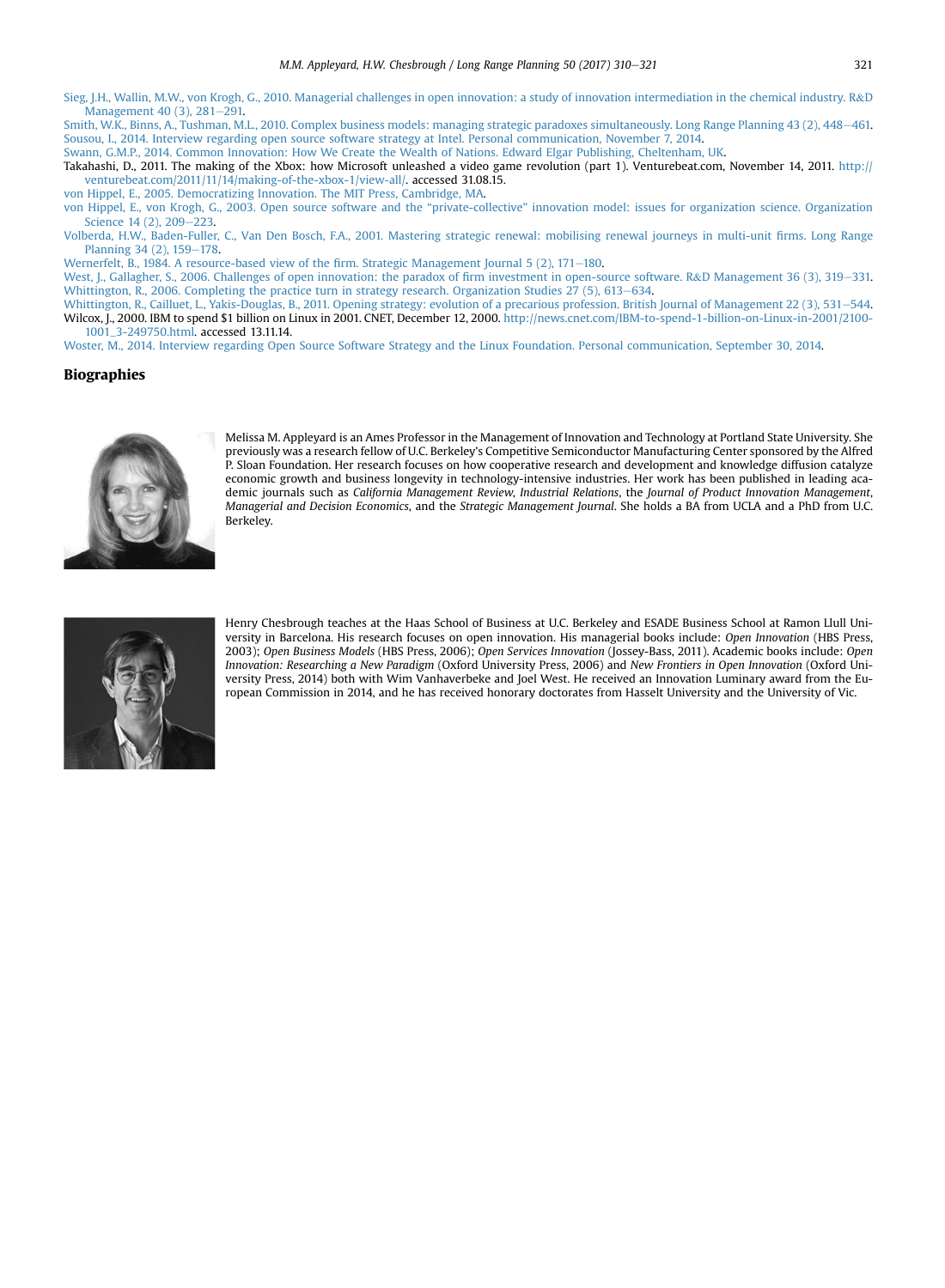Sieg, J.H., Wallin, M.W., von Krogh, G., 2010. Managerial challenges in open innovation: a study of innovation intermediation in the chemical industry. R&D Management 40 (3), 281–291.

Smith, W.K., Binns, A., Tushman, M.L., 2010. Complex business models: managing strategic paradoxes simultaneously. Long Range Planning 43 (2), 448–461.

Sousou, I., 2014. Interview regarding open source software strategy at Intel. Personal communication, November 7, 2014.

Swann, G.M.P., 2014. Common Innovation: How We Create the Wealth of Nations. Edward Elgar Publishing, Cheltenham, UK.

Takahashi, D., 2011. The making of the Xbox: how Microsoft unleashed a video game revolution (part 1). Venturebeat.com, November 14, 2011. http://venturebeat.com/2011/11/14/making-of-the-xbox-1/view-all/. accessed 31.08.15.

von Hippel, E., 2005. Democratizing Innovation. The MIT Press, Cambridge, MA.

von Hippel, E., von Krogh, G., 2003. Open source software and the "private-collective" innovation model: issues for organization science. Organization Science 14 (2), 209–223.

Volberda, H.W., Baden-Fuller, C., Van Den Bosch, F.A., 2001. Mastering strategic renewal: mobilising renewal journeys in multi-unit firms. Long Range Planning 34 (2), 159–178.

Wernerfelt, B., 1984. A resource-based view of the firm. Strategic Management Journal 5 (2), 171–180.

West, J., Gallagher, S., 2006. Challenges of open innovation: the paradox of firm investment in open-source software. R&D Management 36 (3), 319–331.

Whittington, R., 2006. Completing the practice turn in strategy research. Organization Studies 27 (5), 613–634.

Whittington, R., Cailluet, L., Yakis-Douglas, B., 2011. Opening strategy: evolution of a precarious profession. British Journal of Management 22 (3), 531–544.

Wilcox, J., 2000. IBM to spend $1 billion on Linux in 2001. CNET, December 12, 2000. http://news.cnet.com/IBM-to-spend-1-billion-on-Linux-in-2001/2100-1001_3-249750.html. accessed 13.11.14.

Woster, M., 2014. Interview regarding Open Source Software Strategy and the Linux Foundation. Personal communication, September 30, 2014.

## Biographies

Melissa M. Appleyard is an Ames Professor in the Management of Innovation and Technology at Portland State University. She previously was a research fellow of U.C. Berkeley's Competitive Semiconductor Manufacturing Center sponsored by the Alfred P. Sloan Foundation. Her research focuses on how cooperative research and development and knowledge diffusion catalyze economic growth and business longevity in technology-intensive industries. Her work has been published in leading academic journals such as *California Management Review*, *Industrial Relations*, the *Journal of Product Innovation Management*, *Managerial and Decision Economics*, and the *Strategic Management Journal*. She holds a BA from UCLA and a PhD from U.C. Berkeley.

Henry Chesbrough teaches at the Haas School of Business at U.C. Berkeley and ESADE Business School at Ramon Llull University in Barcelona. His research focuses on open innovation. His managerial books include: *Open Innovation* (HBS Press, 2003); *Open Business Models* (HBS Press, 2006); *Open Services Innovation* (Jossey-Bass, 2011). Academic books include: *Open Innovation: Researching a New Paradigm* (Oxford University Press, 2006) and *New Frontiers in Open Innovation* (Oxford University Press, 2014) both with Wim Vanhaverbeke and Joel West. He received an Innovation Luminary award from the European Commission in 2014, and he has received honorary doctorates from Hasselt University and the University of Vic.